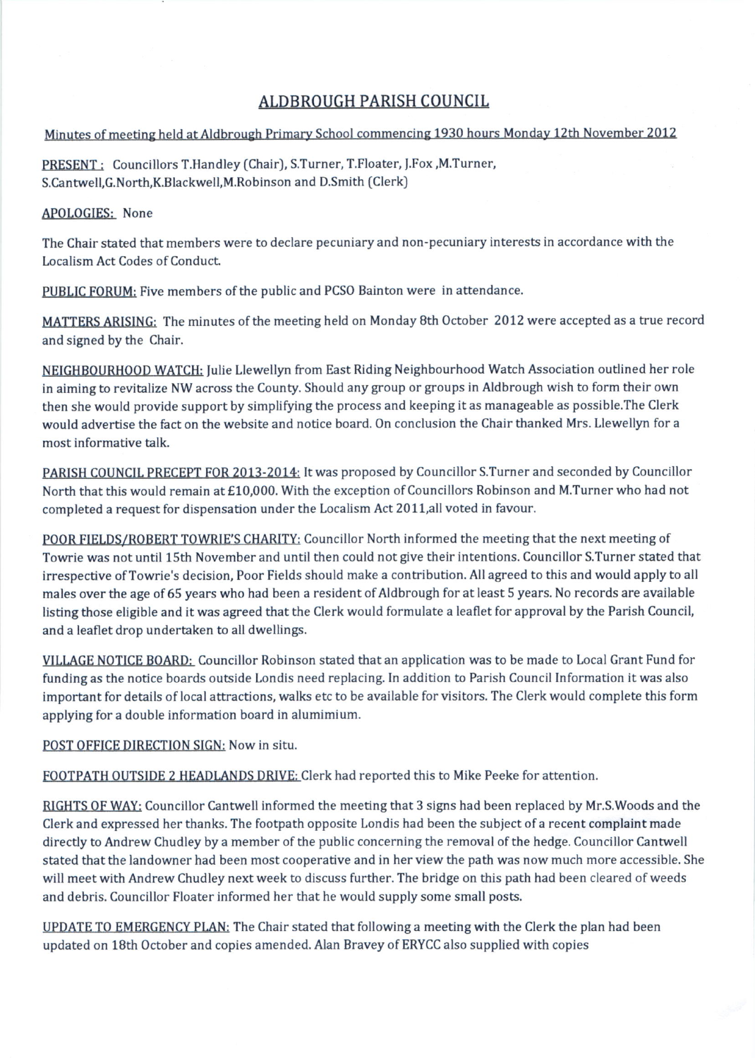# ALDBROUGH PARISH COUNCIL

Minutes of meeting held at Aldbrough Primary School commencing 1930 hours Monday 12th November 2012

PRESENT : Councillors T.Handley (Chair), S.Turner, T.Floater, J.Fox ,M.Turner, S.Cantwell,G.North,K.Blackwell,M.Robinson and D.Smith (Clerk)

APOLOGIES: None

The Chair stated that members were to declare pecuniary and non-pecuniary interests in accordance with the Localism Act Codes of Conduct.

PUBLIC FORUM: Five members of the public and PCSO Bainton were in attendance.

MATTERS ARISING: The minutes of the meeting held on Monday 8th October 2012 were accepted as a true record and signed by the Chair.

NEIGHBOURHOOD WATCH: Julie Llewellyn from East Riding Neighbourhood Watch Association outlined her role in aiming to revitalize NW across the County. Should any group or groups in Aldbrough wish to form their own then she would provide support by simplifying the process and keeping it as manageable as possible.The Clerk would advertise the fact on the website and notice board. On conclusion the Chair thanked Mrs. Llewellyn for a most informative talk.

PARISH COUNCIL PRECEPT FOR 2013-2014: It was proposed by Councillor S.Turner and seconded by Councillor North that this would remain at £10,000. With the exception of Councillors Robinson and M.Turner who had not completed a request for dispensation under the Localism Act 2011,all voted in favour.

POOR FIELDS/ROBERT TOWRIE'S CHARITY: Councillor North informed the meeting that the next meeting of Towrie was not until 15th November and until then could not give their intentions. Councillor S.Turner stated that irrespective of Towrie's decision, Poor Fields should make a contribution. All agreed to this and would apply to all males over the age of 65 years who had been a resident of Aldbrough for at least 5 years. No records are available listing those eligible and it was agreed that the Clerk would formulate a leaflet for approval by the Parish Council, and a leaflet drop undertaken to all dwellings.

VILLAGE NOTICE BOARD: Councillor Robinson stated that an application was to be made to Local Grant Fund for funding as the notice boards outside Londis need replacing. In addition to Parish Council Information it was also important for details of local attractions, walks etc to be available for visitors. The Clerk would complete this form applying for a double information board in alumimium.

POST OFFICE DIRECTION SIGN: Now in situ.

FOOTPATH OUTSIDE 2 HEADLANDS DRIVE: Clerk had reported this to Mike Peeke for attention.

RIGHTS OF WAY: Councillor Cantwell informed the meeting that 3 signs had been replaced by Mr.S.Woods and the Clerk and expressed her thanks. The footpath opposite Londis had been the subject of a recent complaint made directly to Andrew Chudley by a member of the public concerning the removal of the hedge. Councillor Cantwell stated that the landowner had been most cooperative and in her view the path was now much more accessible. She will meet with Andrew Chudley next week to discuss further. The bridge on this path had been cleared of weeds and debris. Councillor Floater informed her that he would supply some small posts.

UPDATE TO EMERGENCY PLAN: The Chair stated that following a meeting with the Clerk the plan had been updated on 18th October and copies amended. Alan Bravey of ERYCC also supplied with copies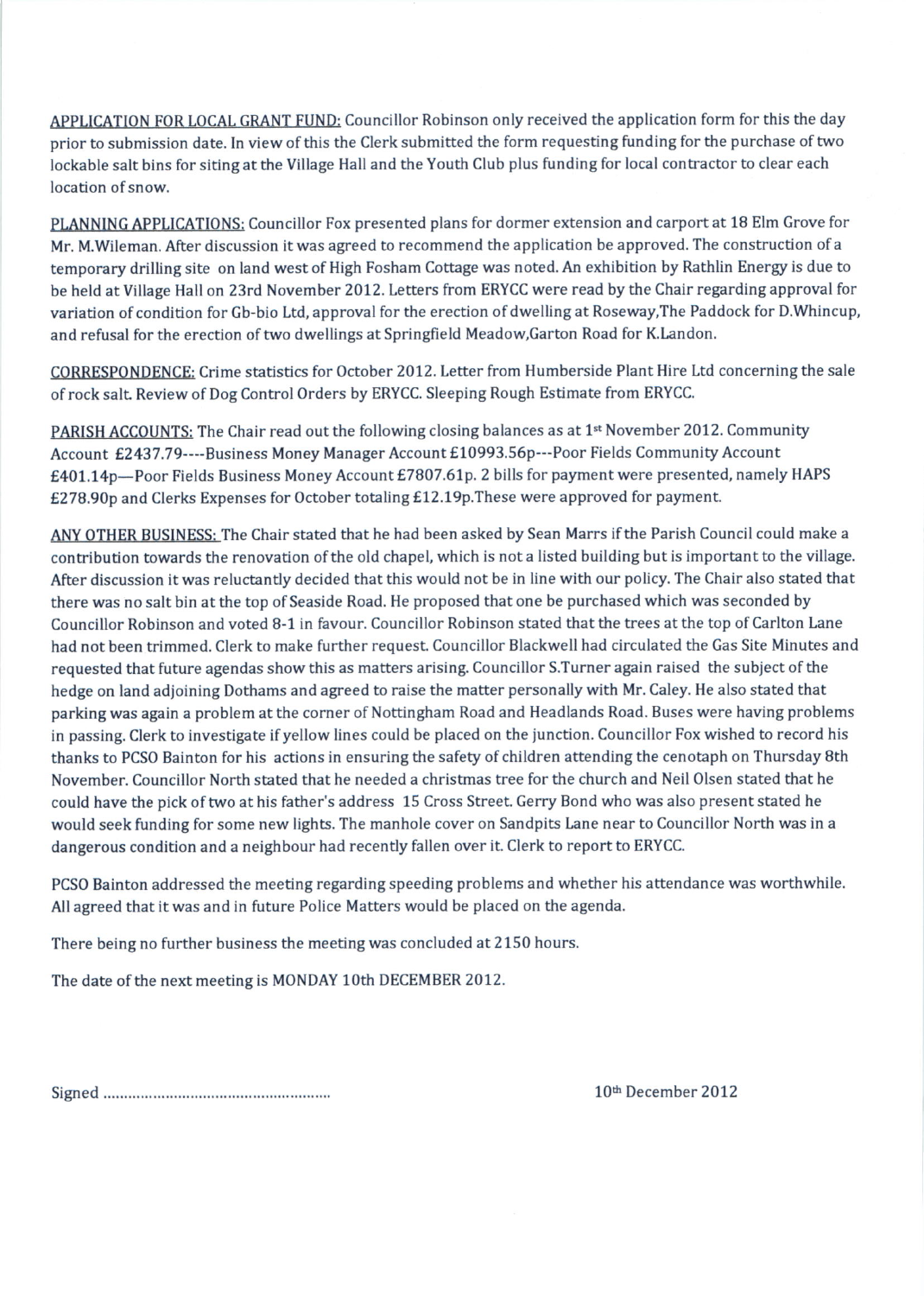APPLICATION FOR LOCAL GRANT FUND: Councillor Robinson only received the application form for this the day prior to submission date. In view of this the Clerk submitted the form requesting funding for the purchase of two lockable salt bins for siting at the Village Hall and the Youth Club plus funding for local contractor to clear each location of snow.

PLANNING APPLICATIONS: Councillor Fox presented plans for dormer extension and carport at 18 Elm Grove for Mr. M.Wileman. After discussion it was agreed to recommend the application be approved. The construction of a temporary drilling site on land west of High Fosham Cottage was noted. An exhibition by Rathlin Energy is due to be held at Village Hall on 23rd November 2012. Letters from ERYCC were read by the Chair regarding approval for variation of condition for Gb-bio Ltd, approval for the erection of dwelling at Roseway,The Paddock for D.Whincup, and refusal for the erection of two dwellings at Springfield Meadow,Garton Road for K.Landon.

CORRESPONDENCE: Crime statistics for October 2012. Letter from Humberside Plant Hire Ltd concerning the sale of rock salt. Review of Dog Control Orders by ERYCC. Sleeping Rough Estimate from ERYCC.

PARISH ACCOUNTS: The Chair read out the following closing balances as at 1st November 2012. Community Account £2437.79----Business Money Manager Account £10993.56p---Poor Fields Community Account £401.14p—Poor Fields Business Money Account £7807.61p. 2 bills for payment were presented, namely HAPS £278.90p and Clerks Expenses for October totaling £12.19p.These were approved for payment.

ANY OTHER BUSINESS: The Chair stated that he had been asked by Sean Marrs if the Parish Council could make a contribution towards the renovation of the old chapel, which is not a listed building but is important to the village. After discussion it was reluctantly decided that this would not be in line with our policy. The Chair also stated that there was no salt bin at the top of Seaside Road. He proposed that one be purchased which was seconded by Councillor Robinson and voted 8-1 in favour. Councillor Robinson stated that the trees at the top of Carlton Lane had not been trimmed. Clerk to make further request. Councillor Blackwell had circulated the Gas Site Minutes and requested that future agendas show this as matters arising. Councillor S.Turner again raised the subject of the hedge on land adjoining Dothams and agreed to raise the matter personally with Mr. Caley. He also stated that parking was again a problem at the corner of Nottingham Road and Headlands Road. Buses were having problems in passing. Clerk to investigate if yellow lines could be placed on the junction. Councillor Fox wished to record his thanks to PCSO Bainton for his actions in ensuring the safety of children attending the cenotaph on Thursday 8th November. Councillor North stated that he needed a christmas tree for the church and Neil Olsen stated that he could have the pick of two at his father's address 15 Cross Street. Gerry Bond who was also present stated he would seek funding for some new lights. The manhole cover on Sandpits Lane near to Councillor North was in a dangerous condition and a neighbour had recently fallen over it. Clerk to report to ERYCC.

PCSO Bainton addressed the meeting regarding speeding problems and whether his attendance was worthwhile. All agreed that it was and in future Police Matters would be placed on the agenda.

There being no further business the meeting was concluded at 2150 hours.

The date of the next meeting is MONDAY 10th DECEMBER 2012.

Signed ......................................................... 10th December 2012